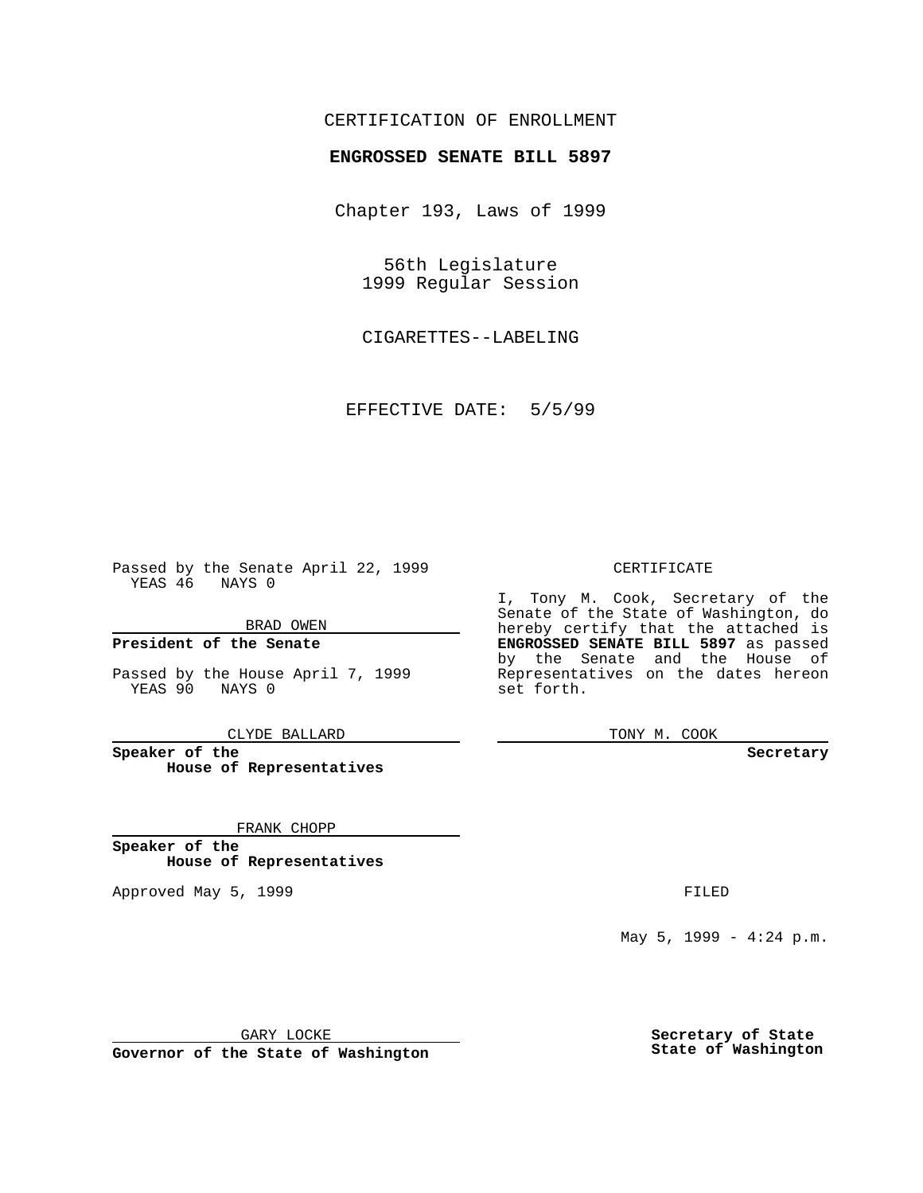CERTIFICATION OF ENROLLMENT

**ENGROSSED SENATE BILL 5897**

Chapter 193, Laws of 1999

56th Legislature
1999 Regular Session

CIGARETTES--LABELING

EFFECTIVE DATE: 5/5/99

Passed by the Senate April 22, 1999
YEAS 46 NAYS 0

BRAD OWEN

**President of the Senate**

Passed by the House April 7, 1999
YEAS 90 NAYS 0

CLYDE BALLARD

**Speaker of the House of Representatives**

FRANK CHOPP

**Speaker of the House of Representatives**

Approved May 5, 1999

GARY LOCKE

**Governor of the State of Washington**

CERTIFICATE

I, Tony M. Cook, Secretary of the Senate of the State of Washington, do hereby certify that the attached is **ENGROSSED SENATE BILL 5897** as passed by the Senate and the House of Representatives on the dates hereon set forth.

TONY M. COOK

**Secretary**

FILED

May 5, 1999 - 4:24 p.m.

**Secretary of State**
**State of Washington**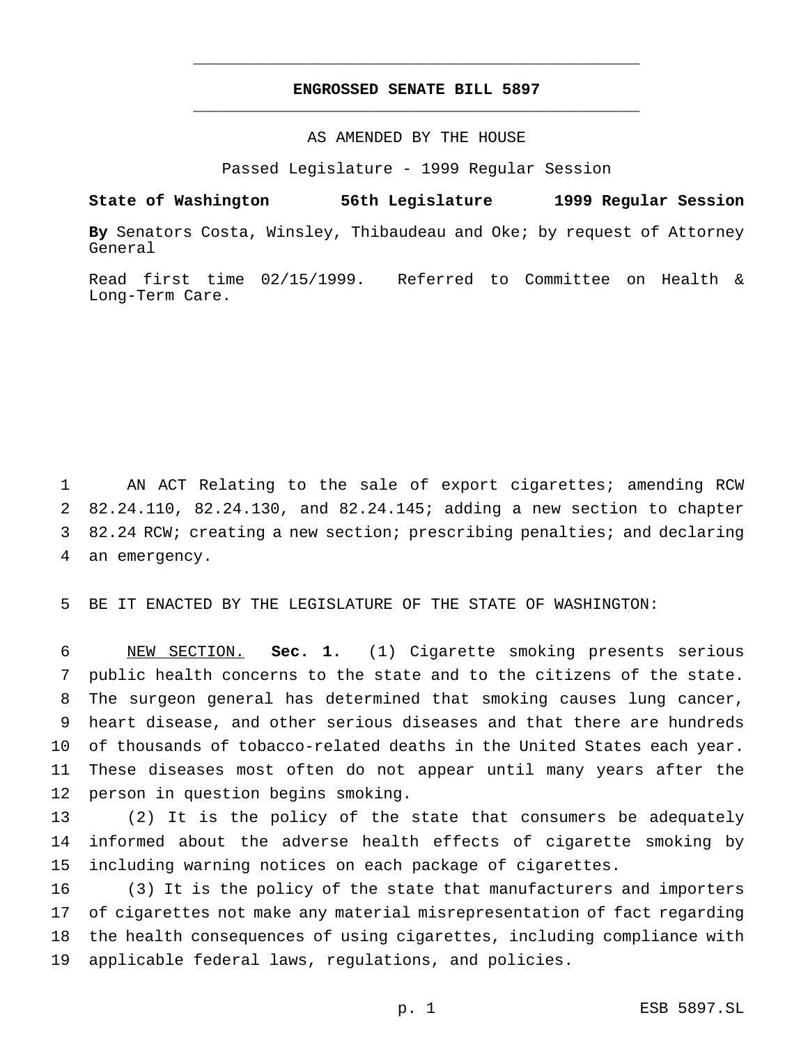# ENGROSSED SENATE BILL 5897

AS AMENDED BY THE HOUSE

Passed Legislature - 1999 Regular Session

**State of Washington 56th Legislature 1999 Regular Session**

**By** Senators Costa, Winsley, Thibaudeau and Oke; by request of Attorney General

Read first time 02/15/1999. Referred to Committee on Health & Long-Term Care.

1 AN ACT Relating to the sale of export cigarettes; amending RCW
2 82.24.110, 82.24.130, and 82.24.145; adding a new section to chapter
3 82.24 RCW; creating a new section; prescribing penalties; and declaring
4 an emergency.

5 BE IT ENACTED BY THE LEGISLATURE OF THE STATE OF WASHINGTON:

6 NEW SECTION. **Sec. 1.** (1) Cigarette smoking presents serious
7 public health concerns to the state and to the citizens of the state.
8 The surgeon general has determined that smoking causes lung cancer,
9 heart disease, and other serious diseases and that there are hundreds
10 of thousands of tobacco-related deaths in the United States each year.
11 These diseases most often do not appear until many years after the
12 person in question begins smoking.

13 (2) It is the policy of the state that consumers be adequately
14 informed about the adverse health effects of cigarette smoking by
15 including warning notices on each package of cigarettes.

16 (3) It is the policy of the state that manufacturers and importers
17 of cigarettes not make any material misrepresentation of fact regarding
18 the health consequences of using cigarettes, including compliance with
19 applicable federal laws, regulations, and policies.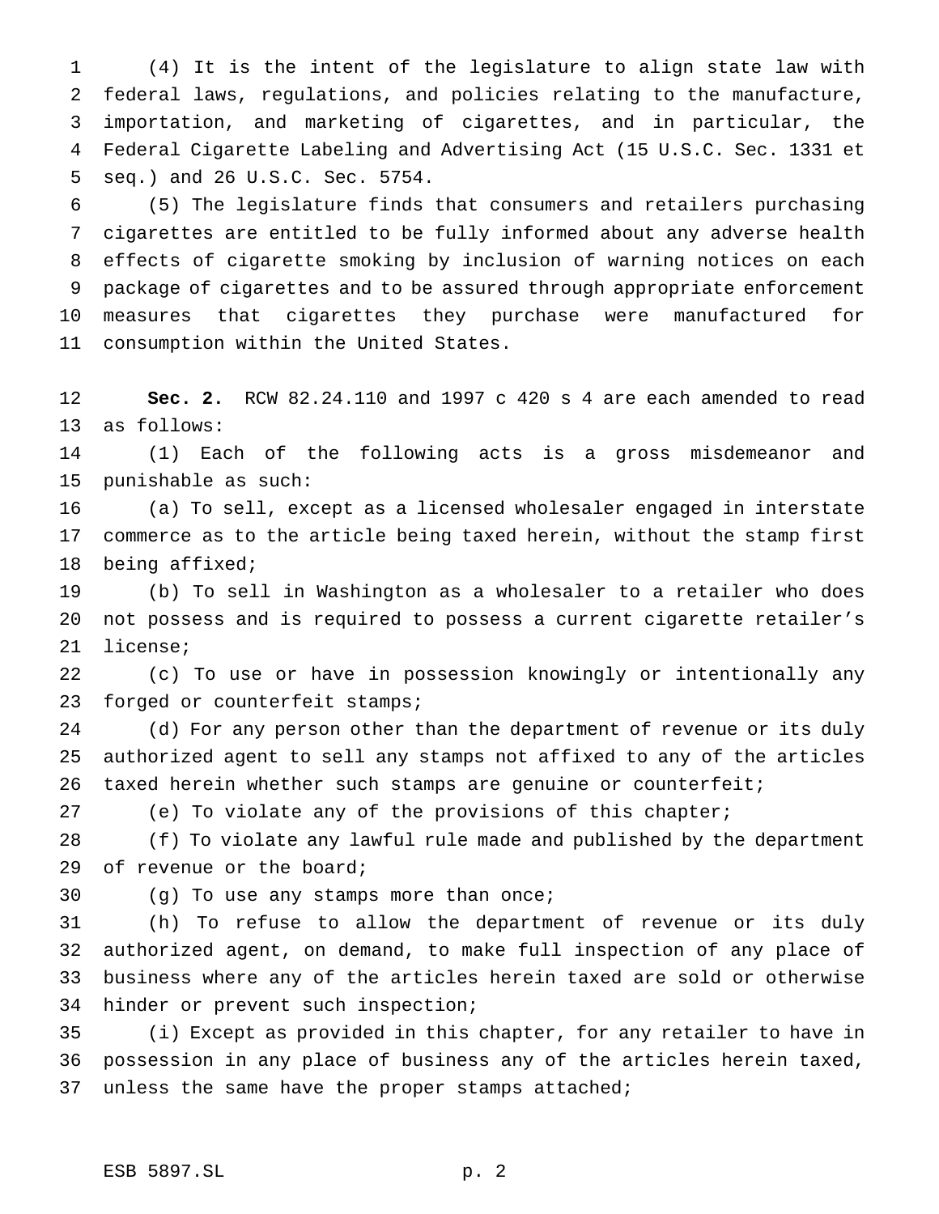(4) It is the intent of the legislature to align state law with federal laws, regulations, and policies relating to the manufacture, importation, and marketing of cigarettes, and in particular, the Federal Cigarette Labeling and Advertising Act (15 U.S.C. Sec. 1331 et seq.) and 26 U.S.C. Sec. 5754.

(5) The legislature finds that consumers and retailers purchasing cigarettes are entitled to be fully informed about any adverse health effects of cigarette smoking by inclusion of warning notices on each package of cigarettes and to be assured through appropriate enforcement measures that cigarettes they purchase were manufactured for consumption within the United States.

**Sec. 2.** RCW 82.24.110 and 1997 c 420 s 4 are each amended to read as follows:

(1) Each of the following acts is a gross misdemeanor and punishable as such:

(a) To sell, except as a licensed wholesaler engaged in interstate commerce as to the article being taxed herein, without the stamp first being affixed;

(b) To sell in Washington as a wholesaler to a retailer who does not possess and is required to possess a current cigarette retailer's license;

(c) To use or have in possession knowingly or intentionally any forged or counterfeit stamps;

(d) For any person other than the department of revenue or its duly authorized agent to sell any stamps not affixed to any of the articles taxed herein whether such stamps are genuine or counterfeit;

(e) To violate any of the provisions of this chapter;

(f) To violate any lawful rule made and published by the department of revenue or the board;

(g) To use any stamps more than once;

(h) To refuse to allow the department of revenue or its duly authorized agent, on demand, to make full inspection of any place of business where any of the articles herein taxed are sold or otherwise hinder or prevent such inspection;

(i) Except as provided in this chapter, for any retailer to have in possession in any place of business any of the articles herein taxed, unless the same have the proper stamps attached;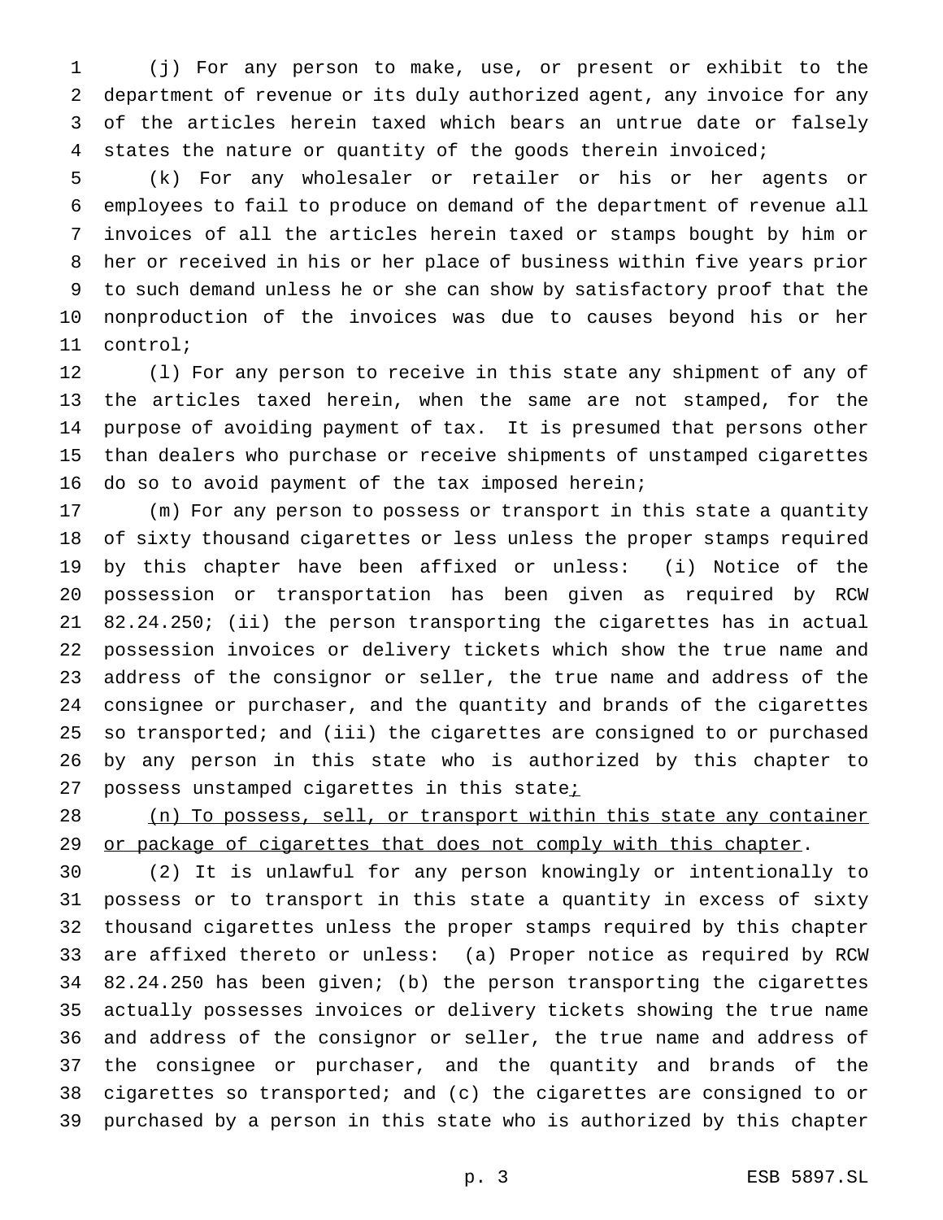(j) For any person to make, use, or present or exhibit to the department of revenue or its duly authorized agent, any invoice for any of the articles herein taxed which bears an untrue date or falsely states the nature or quantity of the goods therein invoiced;

(k) For any wholesaler or retailer or his or her agents or employees to fail to produce on demand of the department of revenue all invoices of all the articles herein taxed or stamps bought by him or her or received in his or her place of business within five years prior to such demand unless he or she can show by satisfactory proof that the nonproduction of the invoices was due to causes beyond his or her control;

(l) For any person to receive in this state any shipment of any of the articles taxed herein, when the same are not stamped, for the purpose of avoiding payment of tax. It is presumed that persons other than dealers who purchase or receive shipments of unstamped cigarettes do so to avoid payment of the tax imposed herein;

(m) For any person to possess or transport in this state a quantity of sixty thousand cigarettes or less unless the proper stamps required by this chapter have been affixed or unless: (i) Notice of the possession or transportation has been given as required by RCW 82.24.250; (ii) the person transporting the cigarettes has in actual possession invoices or delivery tickets which show the true name and address of the consignor or seller, the true name and address of the consignee or purchaser, and the quantity and brands of the cigarettes so transported; and (iii) the cigarettes are consigned to or purchased by any person in this state who is authorized by this chapter to possess unstamped cigarettes in this state<u>;</u>

<u>(n) To possess, sell, or transport within this state any container or package of cigarettes that does not comply with this chapter</u>.

(2) It is unlawful for any person knowingly or intentionally to possess or to transport in this state a quantity in excess of sixty thousand cigarettes unless the proper stamps required by this chapter are affixed thereto or unless: (a) Proper notice as required by RCW 82.24.250 has been given; (b) the person transporting the cigarettes actually possesses invoices or delivery tickets showing the true name and address of the consignor or seller, the true name and address of the consignee or purchaser, and the quantity and brands of the cigarettes so transported; and (c) the cigarettes are consigned to or purchased by a person in this state who is authorized by this chapter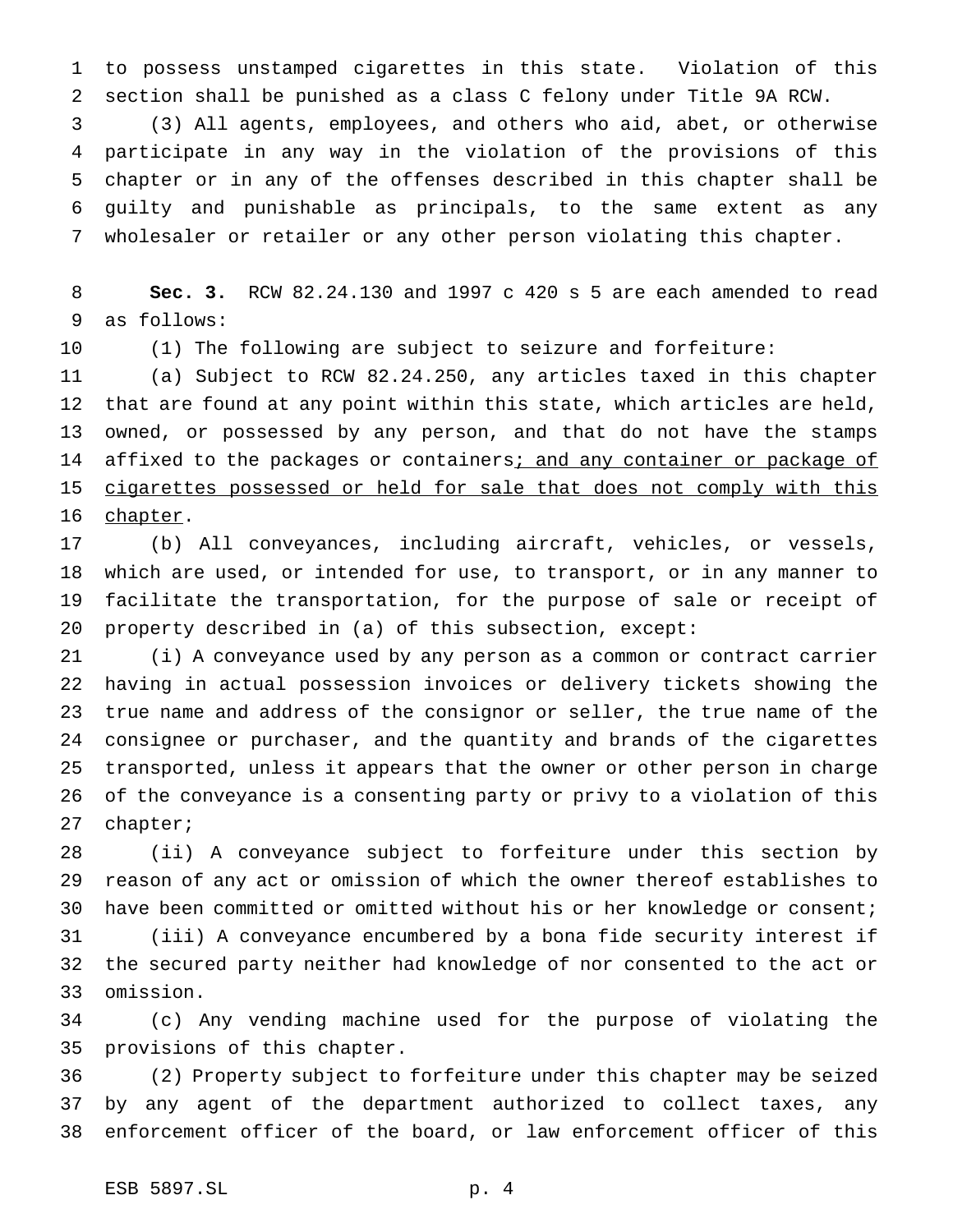to possess unstamped cigarettes in this state. Violation of this section shall be punished as a class C felony under Title 9A RCW.

(3) All agents, employees, and others who aid, abet, or otherwise participate in any way in the violation of the provisions of this chapter or in any of the offenses described in this chapter shall be guilty and punishable as principals, to the same extent as any wholesaler or retailer or any other person violating this chapter.

**Sec. 3.** RCW 82.24.130 and 1997 c 420 s 5 are each amended to read as follows:

(1) The following are subject to seizure and forfeiture:

(a) Subject to RCW 82.24.250, any articles taxed in this chapter that are found at any point within this state, which articles are held, owned, or possessed by any person, and that do not have the stamps affixed to the packages or containers<u>; and any container or package of cigarettes possessed or held for sale that does not comply with this chapter</u>.

(b) All conveyances, including aircraft, vehicles, or vessels, which are used, or intended for use, to transport, or in any manner to facilitate the transportation, for the purpose of sale or receipt of property described in (a) of this subsection, except:

(i) A conveyance used by any person as a common or contract carrier having in actual possession invoices or delivery tickets showing the true name and address of the consignor or seller, the true name of the consignee or purchaser, and the quantity and brands of the cigarettes transported, unless it appears that the owner or other person in charge of the conveyance is a consenting party or privy to a violation of this chapter;

(ii) A conveyance subject to forfeiture under this section by reason of any act or omission of which the owner thereof establishes to have been committed or omitted without his or her knowledge or consent;

(iii) A conveyance encumbered by a bona fide security interest if the secured party neither had knowledge of nor consented to the act or omission.

(c) Any vending machine used for the purpose of violating the provisions of this chapter.

(2) Property subject to forfeiture under this chapter may be seized by any agent of the department authorized to collect taxes, any enforcement officer of the board, or law enforcement officer of this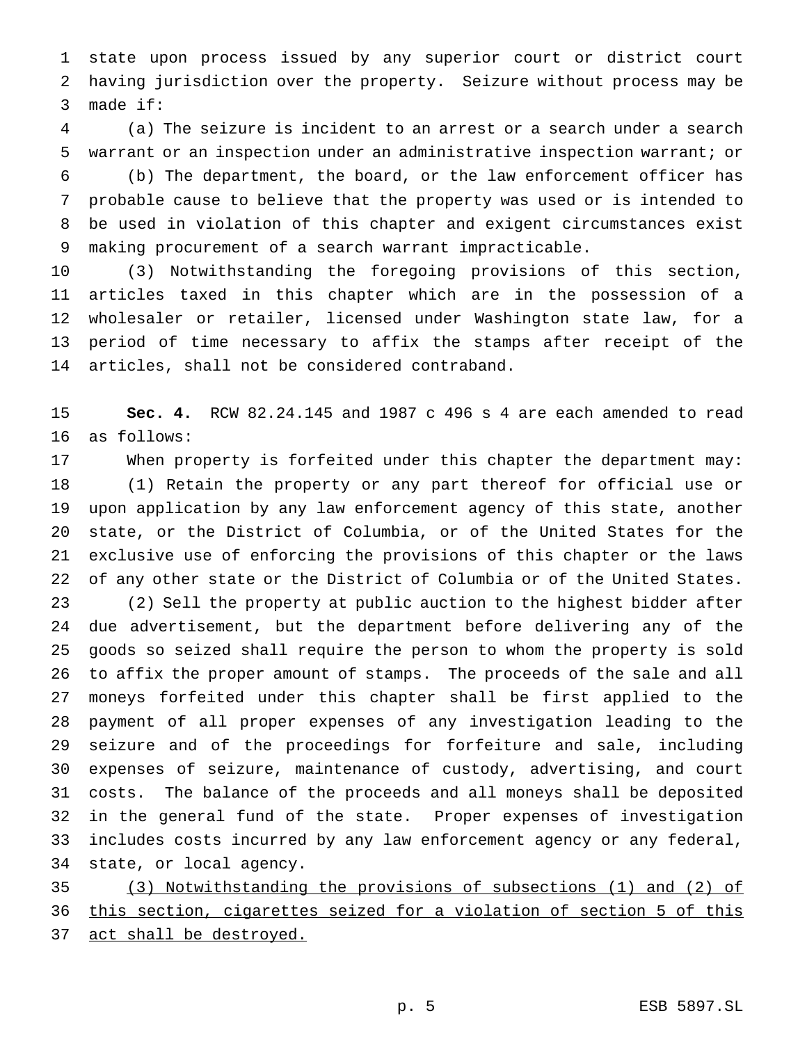state upon process issued by any superior court or district court having jurisdiction over the property. Seizure without process may be made if:

(a) The seizure is incident to an arrest or a search under a search warrant or an inspection under an administrative inspection warrant; or

(b) The department, the board, or the law enforcement officer has probable cause to believe that the property was used or is intended to be used in violation of this chapter and exigent circumstances exist making procurement of a search warrant impracticable.

(3) Notwithstanding the foregoing provisions of this section, articles taxed in this chapter which are in the possession of a wholesaler or retailer, licensed under Washington state law, for a period of time necessary to affix the stamps after receipt of the articles, shall not be considered contraband.

**Sec. 4.** RCW 82.24.145 and 1987 c 496 s 4 are each amended to read as follows:

When property is forfeited under this chapter the department may:

(1) Retain the property or any part thereof for official use or upon application by any law enforcement agency of this state, another state, or the District of Columbia, or of the United States for the exclusive use of enforcing the provisions of this chapter or the laws of any other state or the District of Columbia or of the United States.

(2) Sell the property at public auction to the highest bidder after due advertisement, but the department before delivering any of the goods so seized shall require the person to whom the property is sold to affix the proper amount of stamps. The proceeds of the sale and all moneys forfeited under this chapter shall be first applied to the payment of all proper expenses of any investigation leading to the seizure and of the proceedings for forfeiture and sale, including expenses of seizure, maintenance of custody, advertising, and court costs. The balance of the proceeds and all moneys shall be deposited in the general fund of the state. Proper expenses of investigation includes costs incurred by any law enforcement agency or any federal, state, or local agency.

<u>(3) Notwithstanding the provisions of subsections (1) and (2) of this section, cigarettes seized for a violation of section 5 of this act shall be destroyed.</u>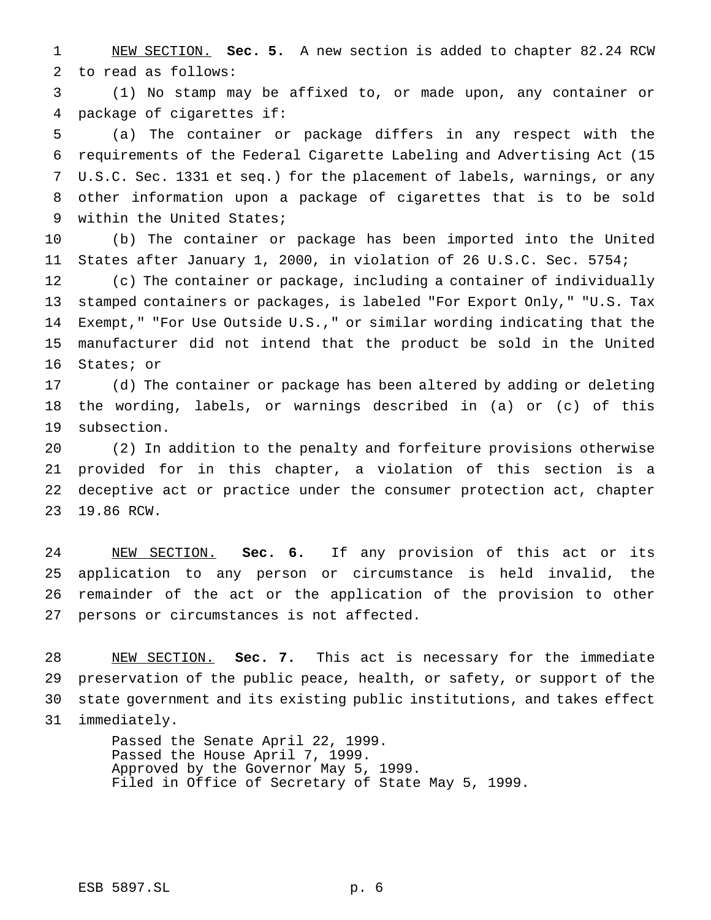NEW SECTION. **Sec. 5.** A new section is added to chapter 82.24 RCW to read as follows:

(1) No stamp may be affixed to, or made upon, any container or package of cigarettes if:

(a) The container or package differs in any respect with the requirements of the Federal Cigarette Labeling and Advertising Act (15 U.S.C. Sec. 1331 et seq.) for the placement of labels, warnings, or any other information upon a package of cigarettes that is to be sold within the United States;

(b) The container or package has been imported into the United States after January 1, 2000, in violation of 26 U.S.C. Sec. 5754;

(c) The container or package, including a container of individually stamped containers or packages, is labeled "For Export Only," "U.S. Tax Exempt," "For Use Outside U.S.," or similar wording indicating that the manufacturer did not intend that the product be sold in the United States; or

(d) The container or package has been altered by adding or deleting the wording, labels, or warnings described in (a) or (c) of this subsection.

(2) In addition to the penalty and forfeiture provisions otherwise provided for in this chapter, a violation of this section is a deceptive act or practice under the consumer protection act, chapter 19.86 RCW.

NEW SECTION. **Sec. 6.** If any provision of this act or its application to any person or circumstance is held invalid, the remainder of the act or the application of the provision to other persons or circumstances is not affected.

NEW SECTION. **Sec. 7.** This act is necessary for the immediate preservation of the public peace, health, or safety, or support of the state government and its existing public institutions, and takes effect immediately.

Passed the Senate April 22, 1999.
Passed the House April 7, 1999.
Approved by the Governor May 5, 1999.
Filed in Office of Secretary of State May 5, 1999.